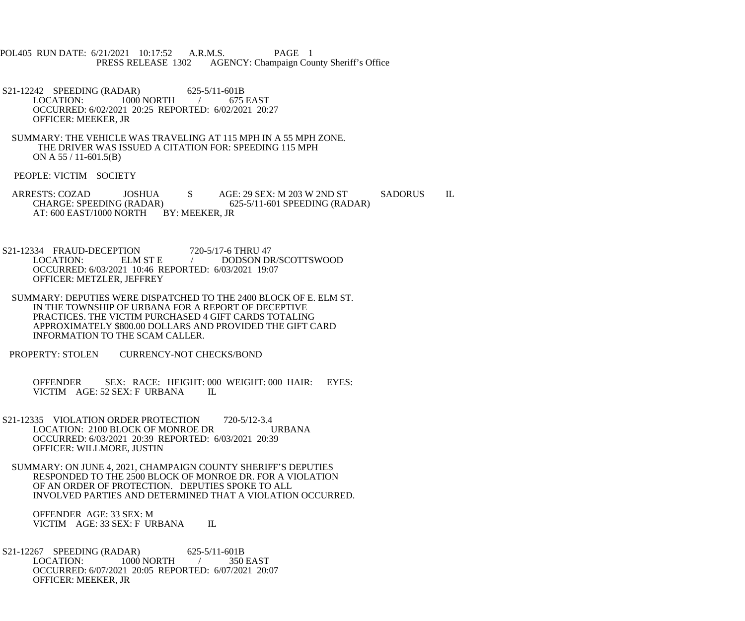POL405 RUN DATE: 6/21/2021 10:17:52 A.R.M.S. PAGE 1
PRESS RELEASE 1302 AGENCY: Champaign County Sheriff's Office

S21-12242 SPEEDING (RADAR) 625-5/11-601B
LOCATION: 1000 NORTH / 675 EAST
OCCURRED: 6/02/2021 20:25 REPORTED: 6/02/2021 20:27
OFFICER: MEEKER, JR

SUMMARY: THE VEHICLE WAS TRAVELING AT 115 MPH IN A 55 MPH ZONE.
THE DRIVER WAS ISSUED A CITATION FOR: SPEEDING 115 MPH
ON A 55 / 11-601.5(B)

PEOPLE: VICTIM SOCIETY

ARRESTS: COZAD JOSHUA S AGE: 29 SEX: M 203 W 2ND ST SADORUS IL
CHARGE: SPEEDING (RADAR) 625-5/11-601 SPEEDING (RADAR)
AT: 600 EAST/1000 NORTH BY: MEEKER, JR

S21-12334 FRAUD-DECEPTION 720-5/17-6 THRU 47
LOCATION: ELM ST E / DODSON DR/SCOTTSWOOD
OCCURRED: 6/03/2021 10:46 REPORTED: 6/03/2021 19:07
OFFICER: METZLER, JEFFREY

SUMMARY: DEPUTIES WERE DISPATCHED TO THE 2400 BLOCK OF E. ELM ST.
IN THE TOWNSHIP OF URBANA FOR A REPORT OF DECEPTIVE
PRACTICES. THE VICTIM PURCHASED 4 GIFT CARDS TOTALING
APPROXIMATELY $800.00 DOLLARS AND PROVIDED THE GIFT CARD
INFORMATION TO THE SCAM CALLER.

PROPERTY: STOLEN CURRENCY-NOT CHECKS/BOND

OFFENDER SEX: RACE: HEIGHT: 000 WEIGHT: 000 HAIR: EYES:
VICTIM AGE: 52 SEX: F URBANA IL

S21-12335 VIOLATION ORDER PROTECTION 720-5/12-3.4
LOCATION: 2100 BLOCK OF MONROE DR URBANA
OCCURRED: 6/03/2021 20:39 REPORTED: 6/03/2021 20:39
OFFICER: WILLMORE, JUSTIN

SUMMARY: ON JUNE 4, 2021, CHAMPAIGN COUNTY SHERIFF'S DEPUTIES
RESPONDED TO THE 2500 BLOCK OF MONROE DR. FOR A VIOLATION
OF AN ORDER OF PROTECTION. DEPUTIES SPOKE TO ALL
INVOLVED PARTIES AND DETERMINED THAT A VIOLATION OCCURRED.

OFFENDER AGE: 33 SEX: M
VICTIM AGE: 33 SEX: F URBANA IL

S21-12267 SPEEDING (RADAR) 625-5/11-601B
LOCATION: 1000 NORTH / 350 EAST
OCCURRED: 6/07/2021 20:05 REPORTED: 6/07/2021 20:07
OFFICER: MEEKER, JR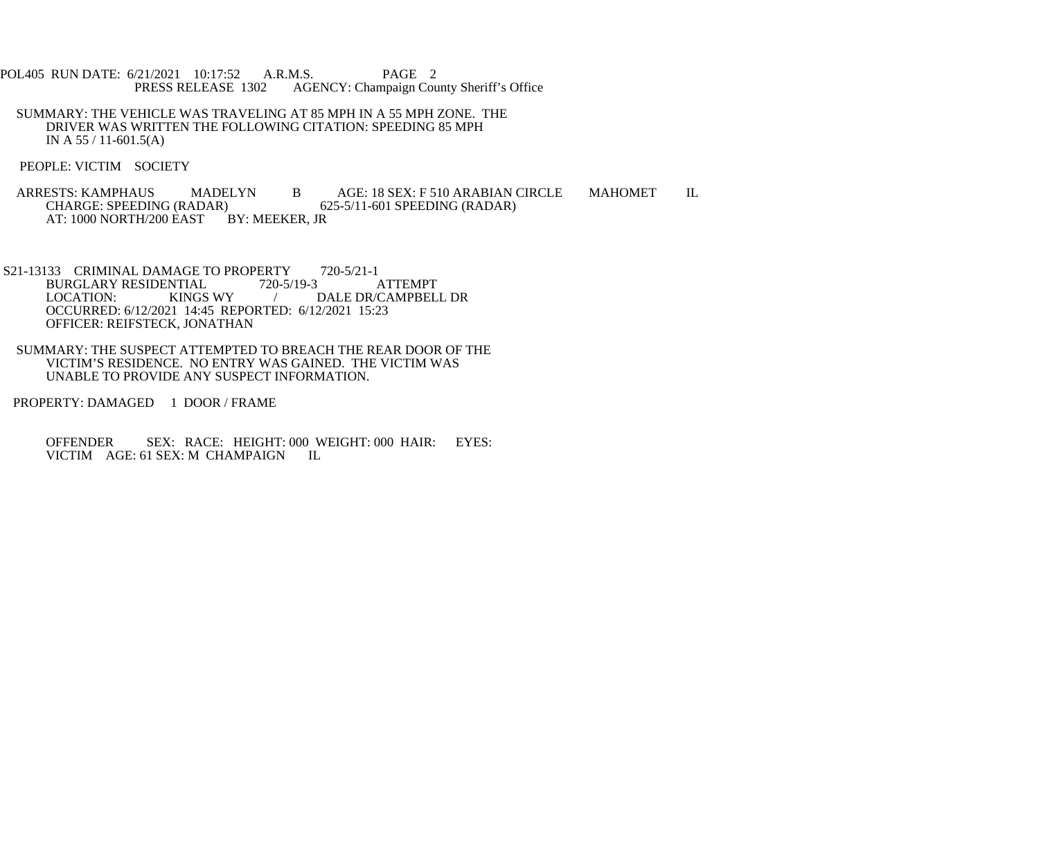SUMMARY: THE VEHICLE WAS TRAVELING AT 85 MPH IN A 55 MPH ZONE. THE DRIVER WAS WRITTEN THE FOLLOWING CITATION: SPEEDING 85 MPH IN A 55 / 11-601.5(A)

PEOPLE: VICTIM SOCIETY

ARRESTS: KAMPHAUS MADELYN B AGE: 18 SEX: F 510 ARABIAN CIRCLE MAHOMET IL
CHARGE: SPEEDING (RADAR) 625-5/11-601 SPEEDING (RADAR)
AT: 1000 NORTH/200 EAST BY: MEEKER, JR

S21-13133 CRIMINAL DAMAGE TO PROPERTY 720-5/21-1
BURGLARY RESIDENTIAL 720-5/19-3 ATTEMPT
LOCATION: KINGS WY / DALE DR/CAMPBELL DR
OCCURRED: 6/12/2021 14:45 REPORTED: 6/12/2021 15:23
OFFICER: REIFSTECK, JONATHAN

SUMMARY: THE SUSPECT ATTEMPTED TO BREACH THE REAR DOOR OF THE VICTIM'S RESIDENCE. NO ENTRY WAS GAINED. THE VICTIM WAS UNABLE TO PROVIDE ANY SUSPECT INFORMATION.

PROPERTY: DAMAGED 1 DOOR / FRAME

OFFENDER SEX: RACE: HEIGHT: 000 WEIGHT: 000 HAIR: EYES:
VICTIM AGE: 61 SEX: M CHAMPAIGN IL